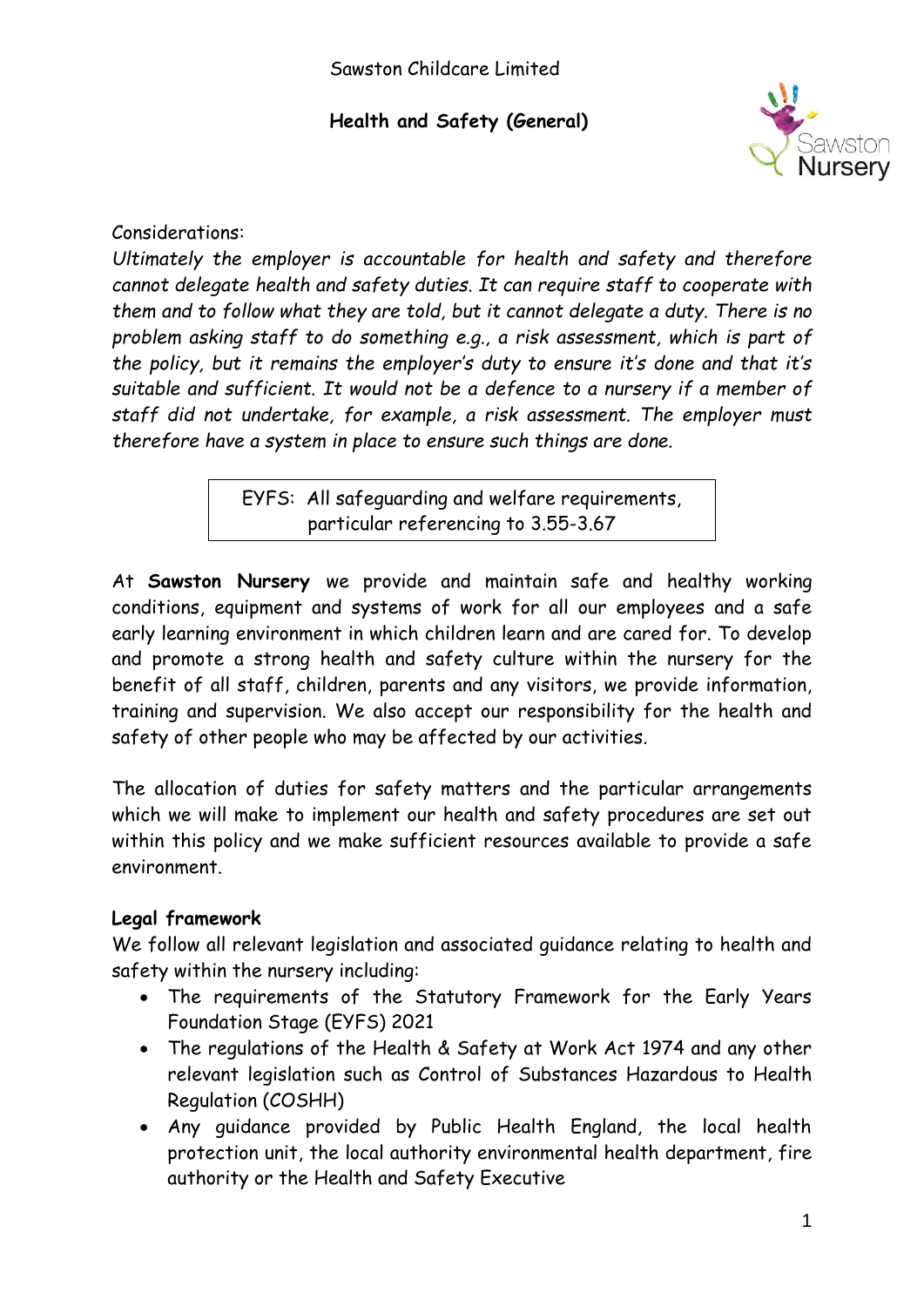Sawston Childcare Limited

# Health and Safety (General)

Considerations:

*Ultimately the employer is accountable for health and safety and therefore cannot delegate health and safety duties. It can require staff to cooperate with them and to follow what they are told, but it cannot delegate a duty. There is no problem asking staff to do something e.g., a risk assessment, which is part of the policy, but it remains the employer's duty to ensure it's done and that it's suitable and sufficient. It would not be a defence to a nursery if a member of staff did not undertake, for example, a risk assessment. The employer must therefore have a system in place to ensure such things are done.*

EYFS: All safeguarding and welfare requirements, particular referencing to 3.55-3.67

At **Sawston Nursery** we provide and maintain safe and healthy working conditions, equipment and systems of work for all our employees and a safe early learning environment in which children learn and are cared for. To develop and promote a strong health and safety culture within the nursery for the benefit of all staff, children, parents and any visitors, we provide information, training and supervision. We also accept our responsibility for the health and safety of other people who may be affected by our activities.

The allocation of duties for safety matters and the particular arrangements which we will make to implement our health and safety procedures are set out within this policy and we make sufficient resources available to provide a safe environment.

## Legal framework

We follow all relevant legislation and associated guidance relating to health and safety within the nursery including:

- The requirements of the Statutory Framework for the Early Years Foundation Stage (EYFS) 2021
- The regulations of the Health & Safety at Work Act 1974 and any other relevant legislation such as Control of Substances Hazardous to Health Regulation (COSHH)
- Any guidance provided by Public Health England, the local health protection unit, the local authority environmental health department, fire authority or the Health and Safety Executive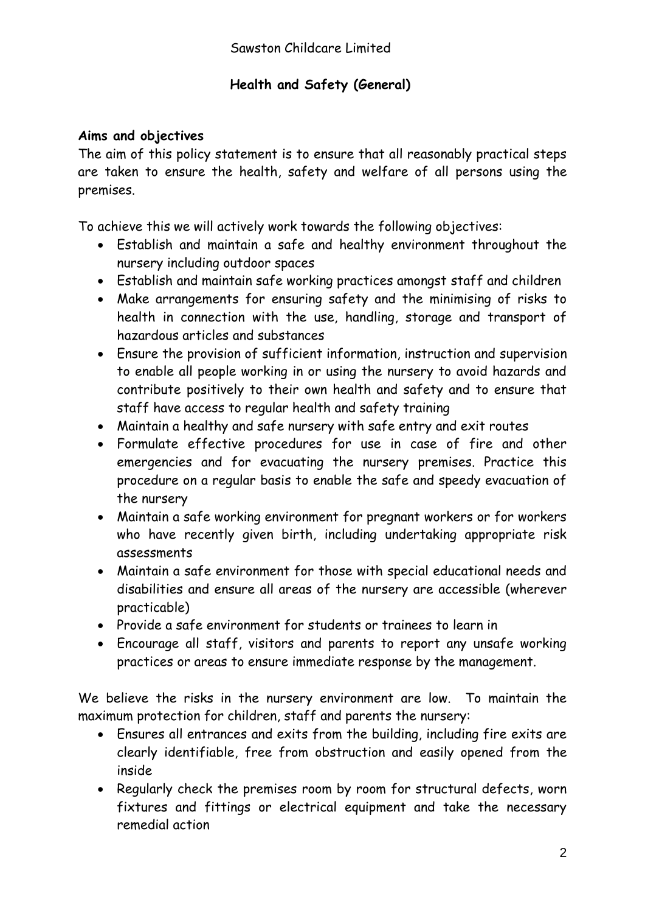Sawston Childcare Limited

## Health and Safety (General)

**Aims and objectives**

The aim of this policy statement is to ensure that all reasonably practical steps are taken to ensure the health, safety and welfare of all persons using the premises.

To achieve this we will actively work towards the following objectives:

- Establish and maintain a safe and healthy environment throughout the nursery including outdoor spaces
- Establish and maintain safe working practices amongst staff and children
- Make arrangements for ensuring safety and the minimising of risks to health in connection with the use, handling, storage and transport of hazardous articles and substances
- Ensure the provision of sufficient information, instruction and supervision to enable all people working in or using the nursery to avoid hazards and contribute positively to their own health and safety and to ensure that staff have access to regular health and safety training
- Maintain a healthy and safe nursery with safe entry and exit routes
- Formulate effective procedures for use in case of fire and other emergencies and for evacuating the nursery premises. Practice this procedure on a regular basis to enable the safe and speedy evacuation of the nursery
- Maintain a safe working environment for pregnant workers or for workers who have recently given birth, including undertaking appropriate risk assessments
- Maintain a safe environment for those with special educational needs and disabilities and ensure all areas of the nursery are accessible (wherever practicable)
- Provide a safe environment for students or trainees to learn in
- Encourage all staff, visitors and parents to report any unsafe working practices or areas to ensure immediate response by the management.

We believe the risks in the nursery environment are low. To maintain the maximum protection for children, staff and parents the nursery:

- Ensures all entrances and exits from the building, including fire exits are clearly identifiable, free from obstruction and easily opened from the inside
- Regularly check the premises room by room for structural defects, worn fixtures and fittings or electrical equipment and take the necessary remedial action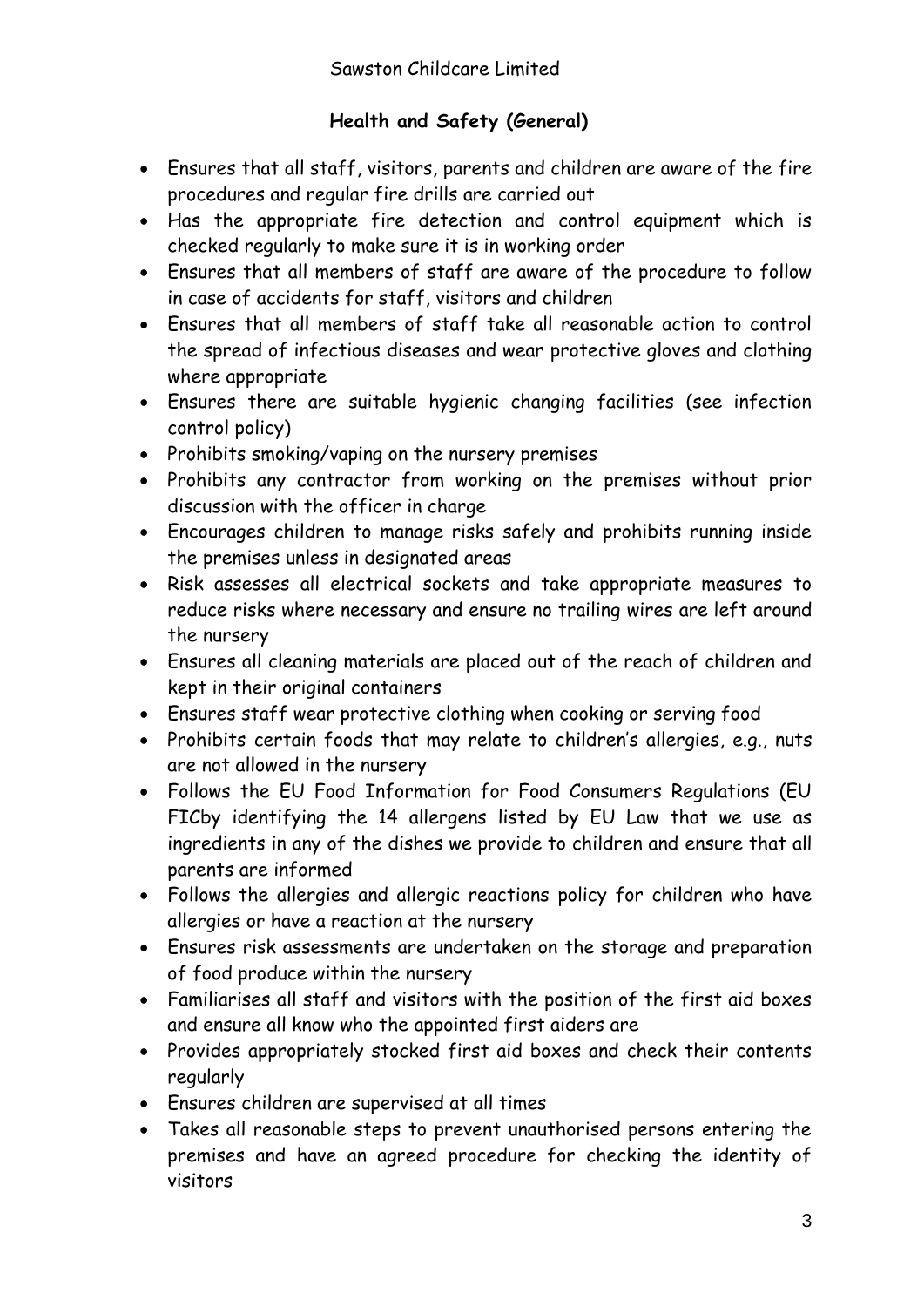## Health and Safety (General)

- Ensures that all staff, visitors, parents and children are aware of the fire procedures and regular fire drills are carried out
- Has the appropriate fire detection and control equipment which is checked regularly to make sure it is in working order
- Ensures that all members of staff are aware of the procedure to follow in case of accidents for staff, visitors and children
- Ensures that all members of staff take all reasonable action to control the spread of infectious diseases and wear protective gloves and clothing where appropriate
- Ensures there are suitable hygienic changing facilities (see infection control policy)
- Prohibits smoking/vaping on the nursery premises
- Prohibits any contractor from working on the premises without prior discussion with the officer in charge
- Encourages children to manage risks safely and prohibits running inside the premises unless in designated areas
- Risk assesses all electrical sockets and take appropriate measures to reduce risks where necessary and ensure no trailing wires are left around the nursery
- Ensures all cleaning materials are placed out of the reach of children and kept in their original containers
- Ensures staff wear protective clothing when cooking or serving food
- Prohibits certain foods that may relate to children's allergies, e.g., nuts are not allowed in the nursery
- Follows the EU Food Information for Food Consumers Regulations (EU FICby identifying the 14 allergens listed by EU Law that we use as ingredients in any of the dishes we provide to children and ensure that all parents are informed
- Follows the allergies and allergic reactions policy for children who have allergies or have a reaction at the nursery
- Ensures risk assessments are undertaken on the storage and preparation of food produce within the nursery
- Familiarises all staff and visitors with the position of the first aid boxes and ensure all know who the appointed first aiders are
- Provides appropriately stocked first aid boxes and check their contents regularly
- Ensures children are supervised at all times
- Takes all reasonable steps to prevent unauthorised persons entering the premises and have an agreed procedure for checking the identity of visitors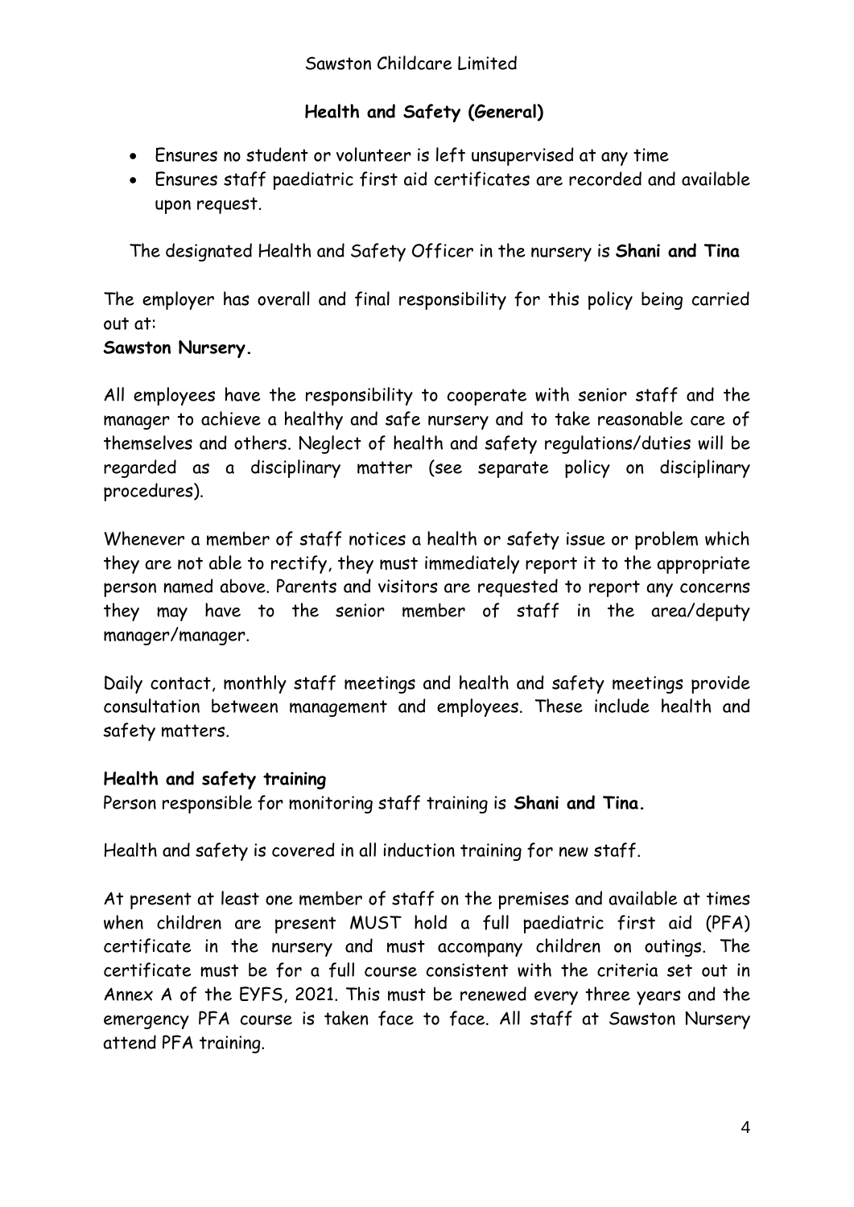- Ensures no student or volunteer is left unsupervised at any time
- Ensures staff paediatric first aid certificates are recorded and available upon request.

The designated Health and Safety Officer in the nursery is **Shani and Tina**

The employer has overall and final responsibility for this policy being carried out at:

**Sawston Nursery.**

All employees have the responsibility to cooperate with senior staff and the manager to achieve a healthy and safe nursery and to take reasonable care of themselves and others. Neglect of health and safety regulations/duties will be regarded as a disciplinary matter (see separate policy on disciplinary procedures).

Whenever a member of staff notices a health or safety issue or problem which they are not able to rectify, they must immediately report it to the appropriate person named above. Parents and visitors are requested to report any concerns they may have to the senior member of staff in the area/deputy manager/manager.

Daily contact, monthly staff meetings and health and safety meetings provide consultation between management and employees. These include health and safety matters.

**Health and safety training**

Person responsible for monitoring staff training is **Shani and Tina.**

Health and safety is covered in all induction training for new staff.

At present at least one member of staff on the premises and available at times when children are present MUST hold a full paediatric first aid (PFA) certificate in the nursery and must accompany children on outings. The certificate must be for a full course consistent with the criteria set out in Annex A of the EYFS, 2021. This must be renewed every three years and the emergency PFA course is taken face to face. All staff at Sawston Nursery attend PFA training.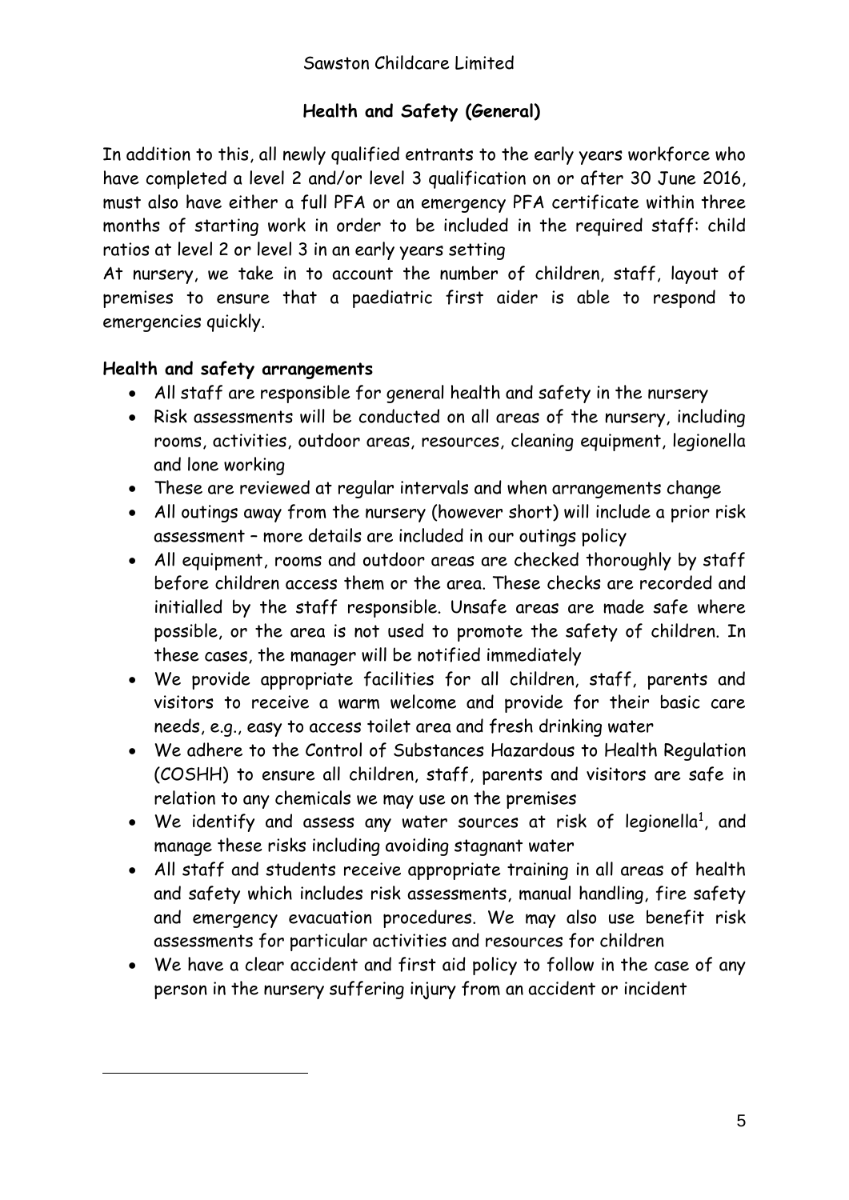## Health and Safety (General)

In addition to this, all newly qualified entrants to the early years workforce who have completed a level 2 and/or level 3 qualification on or after 30 June 2016, must also have either a full PFA or an emergency PFA certificate within three months of starting work in order to be included in the required staff: child ratios at level 2 or level 3 in an early years setting

At nursery, we take in to account the number of children, staff, layout of premises to ensure that a paediatric first aider is able to respond to emergencies quickly.

**Health and safety arrangements**

- All staff are responsible for general health and safety in the nursery
- Risk assessments will be conducted on all areas of the nursery, including rooms, activities, outdoor areas, resources, cleaning equipment, legionella and lone working
- These are reviewed at regular intervals and when arrangements change
- All outings away from the nursery (however short) will include a prior risk assessment – more details are included in our outings policy
- All equipment, rooms and outdoor areas are checked thoroughly by staff before children access them or the area. These checks are recorded and initialled by the staff responsible. Unsafe areas are made safe where possible, or the area is not used to promote the safety of children. In these cases, the manager will be notified immediately
- We provide appropriate facilities for all children, staff, parents and visitors to receive a warm welcome and provide for their basic care needs, e.g., easy to access toilet area and fresh drinking water
- We adhere to the Control of Substances Hazardous to Health Regulation (COSHH) to ensure all children, staff, parents and visitors are safe in relation to any chemicals we may use on the premises
- We identify and assess any water sources at risk of legionella[1], and manage these risks including avoiding stagnant water
- All staff and students receive appropriate training in all areas of health and safety which includes risk assessments, manual handling, fire safety and emergency evacuation procedures. We may also use benefit risk assessments for particular activities and resources for children
- We have a clear accident and first aid policy to follow in the case of any person in the nursery suffering injury from an accident or incident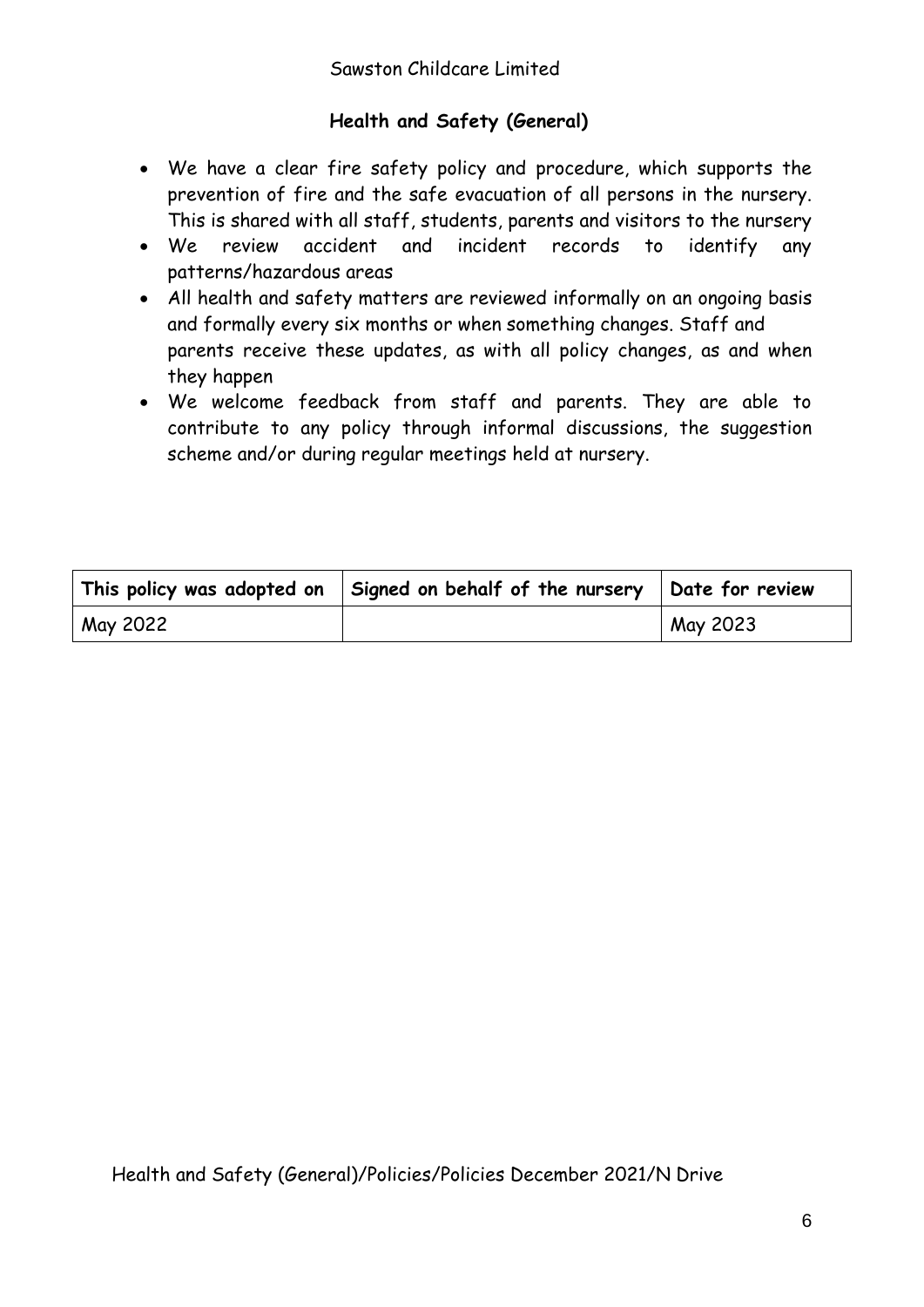## Health and Safety (General)

- We have a clear fire safety policy and procedure, which supports the prevention of fire and the safe evacuation of all persons in the nursery. This is shared with all staff, students, parents and visitors to the nursery
- We review accident and incident records to identify any patterns/hazardous areas
- All health and safety matters are reviewed informally on an ongoing basis and formally every six months or when something changes. Staff and parents receive these updates, as with all policy changes, as and when they happen
- We welcome feedback from staff and parents. They are able to contribute to any policy through informal discussions, the suggestion scheme and/or during regular meetings held at nursery.

| This policy was adopted on | Signed on behalf of the nursery | Date for review |
|---|---|---|
| May 2022 | | May 2023 |